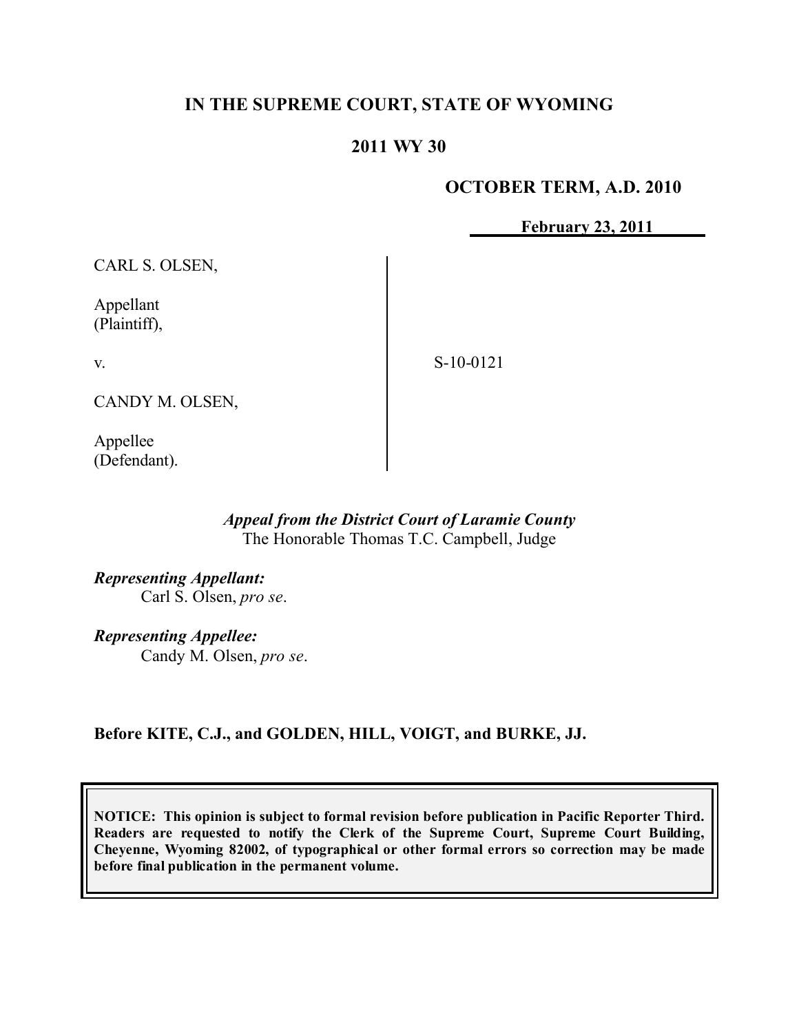**IN THE SUPREME COURT, STATE OF WYOMING**

**2011 WY 30**

**OCTOBER TERM, A.D. 2010**

**February 23, 2011**

| | |
|---|---|
| CARL S. OLSEN,<br><br>Appellant<br>(Plaintiff),<br><br>v.<br><br>CANDY M. OLSEN,<br><br>Appellee<br>(Defendant). | S-10-0121 |

*Appeal from the District Court of Laramie County*
The Honorable Thomas T.C. Campbell, Judge

*Representing Appellant:*
Carl S. Olsen, *pro se*.

*Representing Appellee:*
Candy M. Olsen, *pro se*.

**Before KITE, C.J., and GOLDEN, HILL, VOIGT, and BURKE, JJ.**

**NOTICE: This opinion is subject to formal revision before publication in Pacific Reporter Third. Readers are requested to notify the Clerk of the Supreme Court, Supreme Court Building, Cheyenne, Wyoming 82002, of typographical or other formal errors so correction may be made before final publication in the permanent volume.**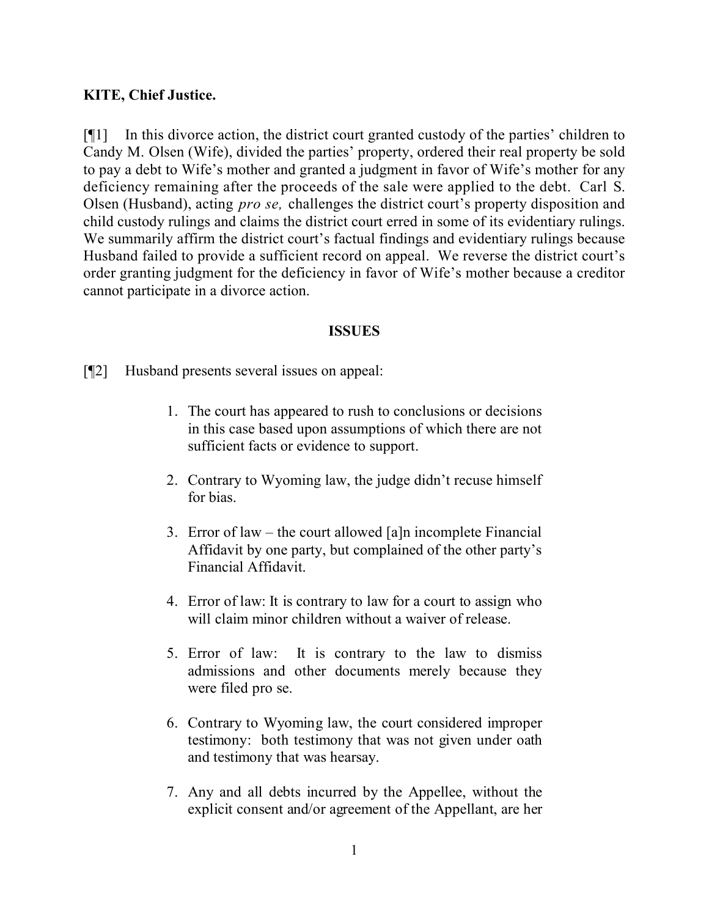**KITE, Chief Justice.**

[¶1] In this divorce action, the district court granted custody of the parties' children to Candy M. Olsen (Wife), divided the parties' property, ordered their real property be sold to pay a debt to Wife's mother and granted a judgment in favor of Wife's mother for any deficiency remaining after the proceeds of the sale were applied to the debt. Carl S. Olsen (Husband), acting *pro se,* challenges the district court's property disposition and child custody rulings and claims the district court erred in some of its evidentiary rulings. We summarily affirm the district court's factual findings and evidentiary rulings because Husband failed to provide a sufficient record on appeal. We reverse the district court's order granting judgment for the deficiency in favor of Wife's mother because a creditor cannot participate in a divorce action.

**ISSUES**

[¶2] Husband presents several issues on appeal:

> 1. The court has appeared to rush to conclusions or decisions in this case based upon assumptions of which there are not sufficient facts or evidence to support.
>
> 2. Contrary to Wyoming law, the judge didn't recuse himself for bias.
>
> 3. Error of law – the court allowed [a]n incomplete Financial Affidavit by one party, but complained of the other party's Financial Affidavit.
>
> 4. Error of law: It is contrary to law for a court to assign who will claim minor children without a waiver of release.
>
> 5. Error of law: It is contrary to the law to dismiss admissions and other documents merely because they were filed pro se.
>
> 6. Contrary to Wyoming law, the court considered improper testimony: both testimony that was not given under oath and testimony that was hearsay.
>
> 7. Any and all debts incurred by the Appellee, without the explicit consent and/or agreement of the Appellant, are her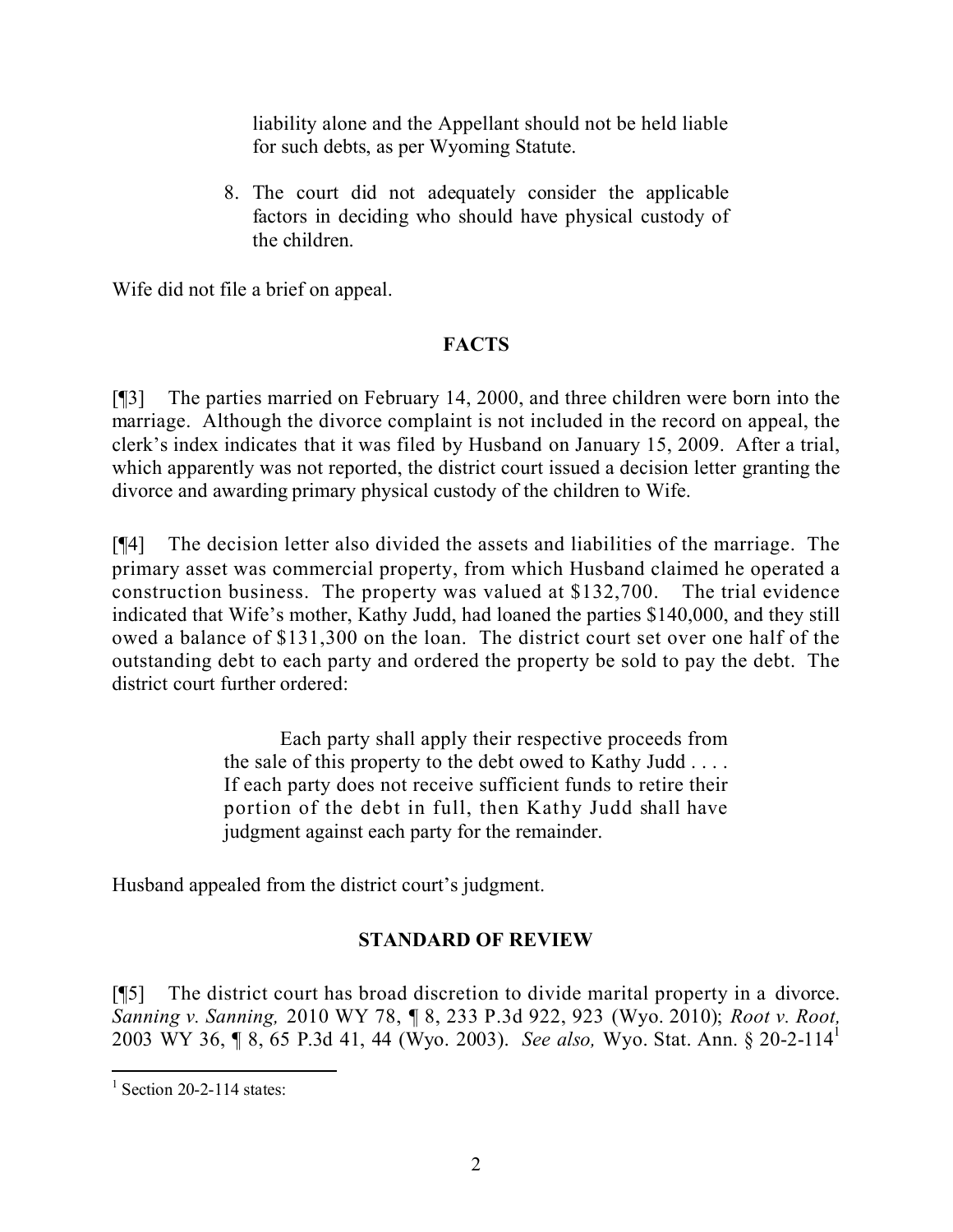liability alone and the Appellant should not be held liable for such debts, as per Wyoming Statute.

8. The court did not adequately consider the applicable factors in deciding who should have physical custody of the children.

Wife did not file a brief on appeal.

## FACTS

[¶3] The parties married on February 14, 2000, and three children were born into the marriage. Although the divorce complaint is not included in the record on appeal, the clerk's index indicates that it was filed by Husband on January 15, 2009. After a trial, which apparently was not reported, the district court issued a decision letter granting the divorce and awarding primary physical custody of the children to Wife.

[¶4] The decision letter also divided the assets and liabilities of the marriage. The primary asset was commercial property, from which Husband claimed he operated a construction business. The property was valued at $132,700. The trial evidence indicated that Wife's mother, Kathy Judd, had loaned the parties $140,000, and they still owed a balance of $131,300 on the loan. The district court set over one half of the outstanding debt to each party and ordered the property be sold to pay the debt. The district court further ordered:

> Each party shall apply their respective proceeds from the sale of this property to the debt owed to Kathy Judd . . . . If each party does not receive sufficient funds to retire their portion of the debt in full, then Kathy Judd shall have judgment against each party for the remainder.

Husband appealed from the district court's judgment.

## STANDARD OF REVIEW

[¶5] The district court has broad discretion to divide marital property in a divorce. *Sanning v. Sanning,* 2010 WY 78, ¶ 8, 233 P.3d 922, 923 (Wyo. 2010); *Root v. Root,* 2003 WY 36, ¶ 8, 65 P.3d 41, 44 (Wyo. 2003). *See also,* Wyo. Stat. Ann. § 20-2-114[1]

---

[1] Section 20-2-114 states: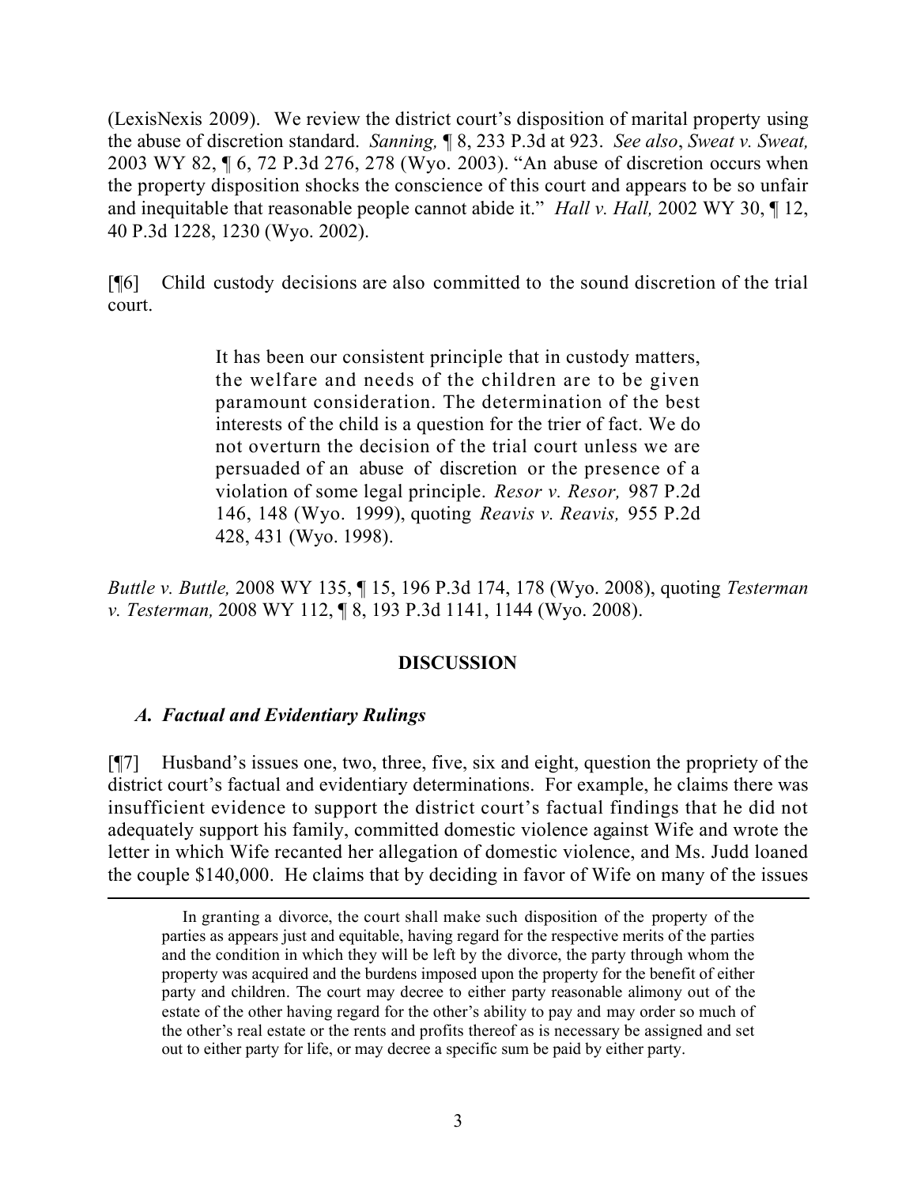(LexisNexis 2009). We review the district court's disposition of marital property using the abuse of discretion standard. *Sanning,* ¶ 8, 233 P.3d at 923. *See also*, *Sweat v. Sweat,* 2003 WY 82, ¶ 6, 72 P.3d 276, 278 (Wyo. 2003). "An abuse of discretion occurs when the property disposition shocks the conscience of this court and appears to be so unfair and inequitable that reasonable people cannot abide it." *Hall v. Hall,* 2002 WY 30, ¶ 12, 40 P.3d 1228, 1230 (Wyo. 2002).

[¶6] Child custody decisions are also committed to the sound discretion of the trial court.

> It has been our consistent principle that in custody matters, the welfare and needs of the children are to be given paramount consideration. The determination of the best interests of the child is a question for the trier of fact. We do not overturn the decision of the trial court unless we are persuaded of an abuse of discretion or the presence of a violation of some legal principle. *Resor v. Resor,* 987 P.2d 146, 148 (Wyo. 1999), quoting *Reavis v. Reavis,* 955 P.2d 428, 431 (Wyo. 1998).

*Buttle v. Buttle,* 2008 WY 135, ¶ 15, 196 P.3d 174, 178 (Wyo. 2008), quoting *Testerman v. Testerman,* 2008 WY 112, ¶ 8, 193 P.3d 1141, 1144 (Wyo. 2008).

## DISCUSSION

### *A. Factual and Evidentiary Rulings*

[¶7] Husband's issues one, two, three, five, six and eight, question the propriety of the district court's factual and evidentiary determinations. For example, he claims there was insufficient evidence to support the district court's factual findings that he did not adequately support his family, committed domestic violence against Wife and wrote the letter in which Wife recanted her allegation of domestic violence, and Ms. Judd loaned the couple $140,000. He claims that by deciding in favor of Wife on many of the issues

---

In granting a divorce, the court shall make such disposition of the property of the parties as appears just and equitable, having regard for the respective merits of the parties and the condition in which they will be left by the divorce, the party through whom the property was acquired and the burdens imposed upon the property for the benefit of either party and children. The court may decree to either party reasonable alimony out of the estate of the other having regard for the other's ability to pay and may order so much of the other's real estate or the rents and profits thereof as is necessary be assigned and set out to either party for life, or may decree a specific sum be paid by either party.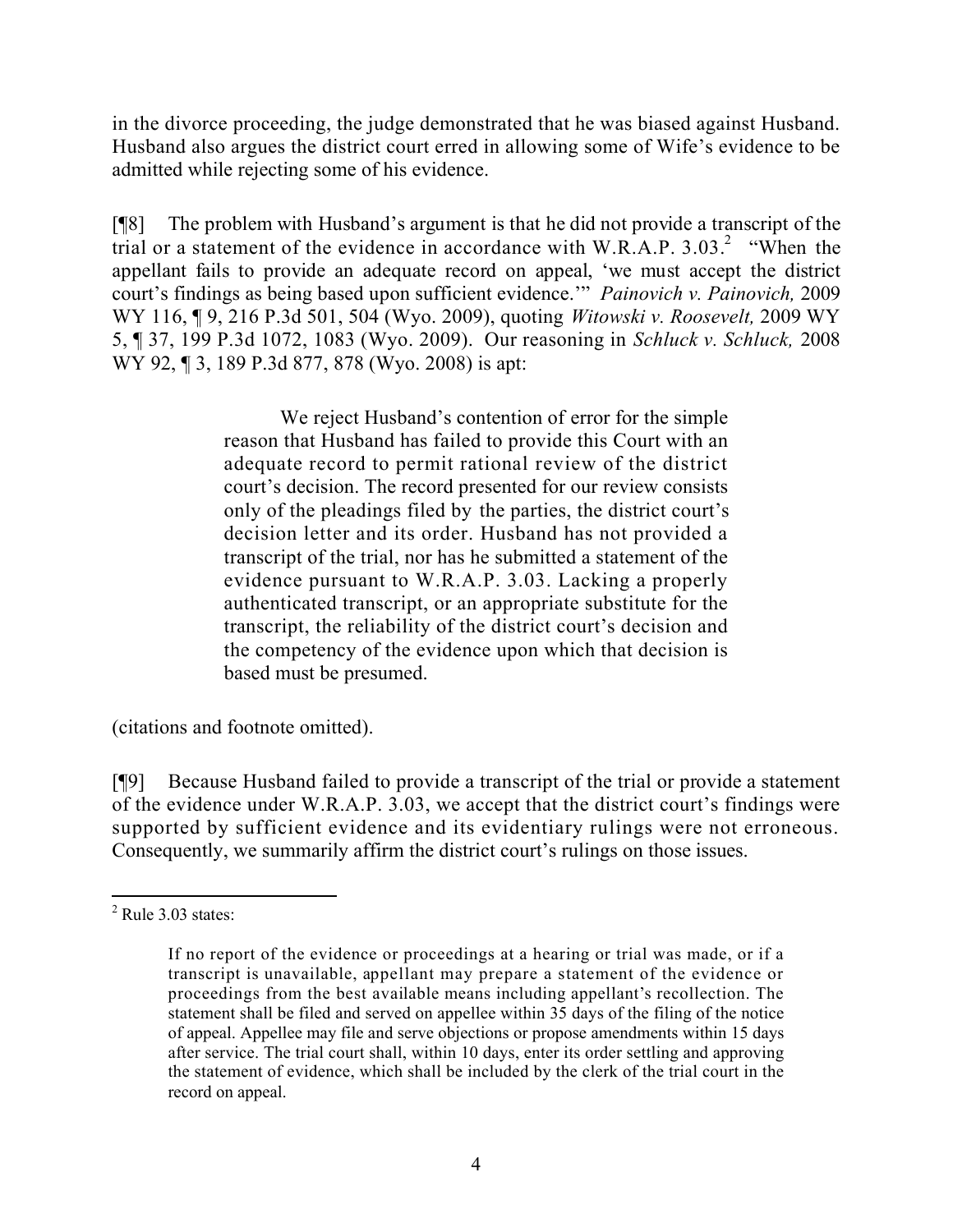in the divorce proceeding, the judge demonstrated that he was biased against Husband. Husband also argues the district court erred in allowing some of Wife's evidence to be admitted while rejecting some of his evidence.

[¶8] The problem with Husband's argument is that he did not provide a transcript of the trial or a statement of the evidence in accordance with W.R.A.P. 3.03.[2] "When the appellant fails to provide an adequate record on appeal, 'we must accept the district court's findings as being based upon sufficient evidence.'" *Painovich v. Painovich,* 2009 WY 116, ¶ 9, 216 P.3d 501, 504 (Wyo. 2009), quoting *Witowski v. Roosevelt,* 2009 WY 5, ¶ 37, 199 P.3d 1072, 1083 (Wyo. 2009). Our reasoning in *Schluck v. Schluck,* 2008 WY 92, ¶ 3, 189 P.3d 877, 878 (Wyo. 2008) is apt:

> We reject Husband's contention of error for the simple reason that Husband has failed to provide this Court with an adequate record to permit rational review of the district court's decision. The record presented for our review consists only of the pleadings filed by the parties, the district court's decision letter and its order. Husband has not provided a transcript of the trial, nor has he submitted a statement of the evidence pursuant to W.R.A.P. 3.03. Lacking a properly authenticated transcript, or an appropriate substitute for the transcript, the reliability of the district court's decision and the competency of the evidence upon which that decision is based must be presumed.

(citations and footnote omitted).

[¶9] Because Husband failed to provide a transcript of the trial or provide a statement of the evidence under W.R.A.P. 3.03, we accept that the district court's findings were supported by sufficient evidence and its evidentiary rulings were not erroneous. Consequently, we summarily affirm the district court's rulings on those issues.

---

[2] Rule 3.03 states:

> If no report of the evidence or proceedings at a hearing or trial was made, or if a transcript is unavailable, appellant may prepare a statement of the evidence or proceedings from the best available means including appellant's recollection. The statement shall be filed and served on appellee within 35 days of the filing of the notice of appeal. Appellee may file and serve objections or propose amendments within 15 days after service. The trial court shall, within 10 days, enter its order settling and approving the statement of evidence, which shall be included by the clerk of the trial court in the record on appeal.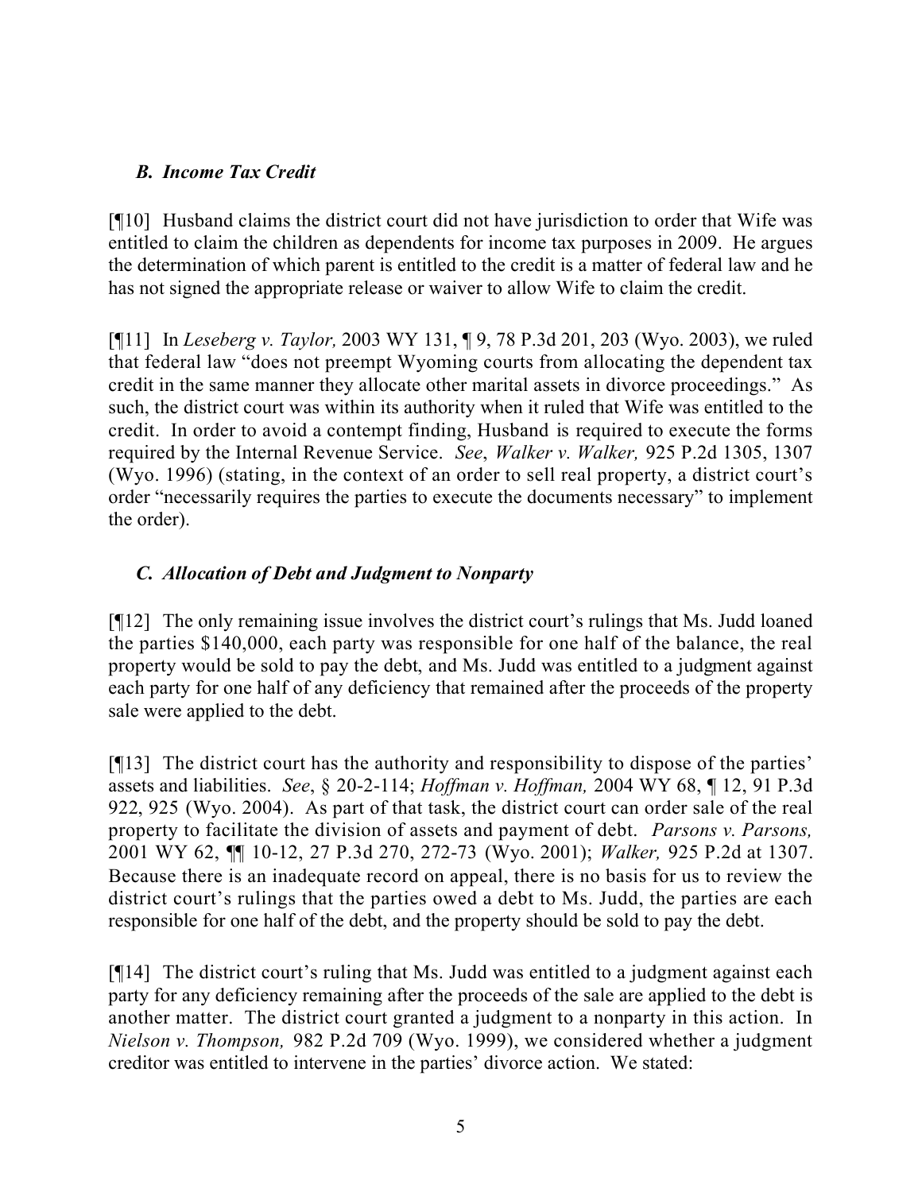### *B. Income Tax Credit*

[¶10] Husband claims the district court did not have jurisdiction to order that Wife was entitled to claim the children as dependents for income tax purposes in 2009. He argues the determination of which parent is entitled to the credit is a matter of federal law and he has not signed the appropriate release or waiver to allow Wife to claim the credit.

[¶11] In *Leseberg v. Taylor,* 2003 WY 131, ¶ 9, 78 P.3d 201, 203 (Wyo. 2003), we ruled that federal law "does not preempt Wyoming courts from allocating the dependent tax credit in the same manner they allocate other marital assets in divorce proceedings." As such, the district court was within its authority when it ruled that Wife was entitled to the credit. In order to avoid a contempt finding, Husband is required to execute the forms required by the Internal Revenue Service. *See*, *Walker v. Walker,* 925 P.2d 1305, 1307 (Wyo. 1996) (stating, in the context of an order to sell real property, a district court's order "necessarily requires the parties to execute the documents necessary" to implement the order).

### *C. Allocation of Debt and Judgment to Nonparty*

[¶12] The only remaining issue involves the district court's rulings that Ms. Judd loaned the parties $140,000, each party was responsible for one half of the balance, the real property would be sold to pay the debt, and Ms. Judd was entitled to a judgment against each party for one half of any deficiency that remained after the proceeds of the property sale were applied to the debt.

[¶13] The district court has the authority and responsibility to dispose of the parties' assets and liabilities. *See*, § 20-2-114; *Hoffman v. Hoffman,* 2004 WY 68, ¶ 12, 91 P.3d 922, 925 (Wyo. 2004). As part of that task, the district court can order sale of the real property to facilitate the division of assets and payment of debt. *Parsons v. Parsons,* 2001 WY 62, ¶¶ 10-12, 27 P.3d 270, 272-73 (Wyo. 2001); *Walker,* 925 P.2d at 1307. Because there is an inadequate record on appeal, there is no basis for us to review the district court's rulings that the parties owed a debt to Ms. Judd, the parties are each responsible for one half of the debt, and the property should be sold to pay the debt.

[¶14] The district court's ruling that Ms. Judd was entitled to a judgment against each party for any deficiency remaining after the proceeds of the sale are applied to the debt is another matter. The district court granted a judgment to a nonparty in this action. In *Nielson v. Thompson,* 982 P.2d 709 (Wyo. 1999), we considered whether a judgment creditor was entitled to intervene in the parties' divorce action. We stated: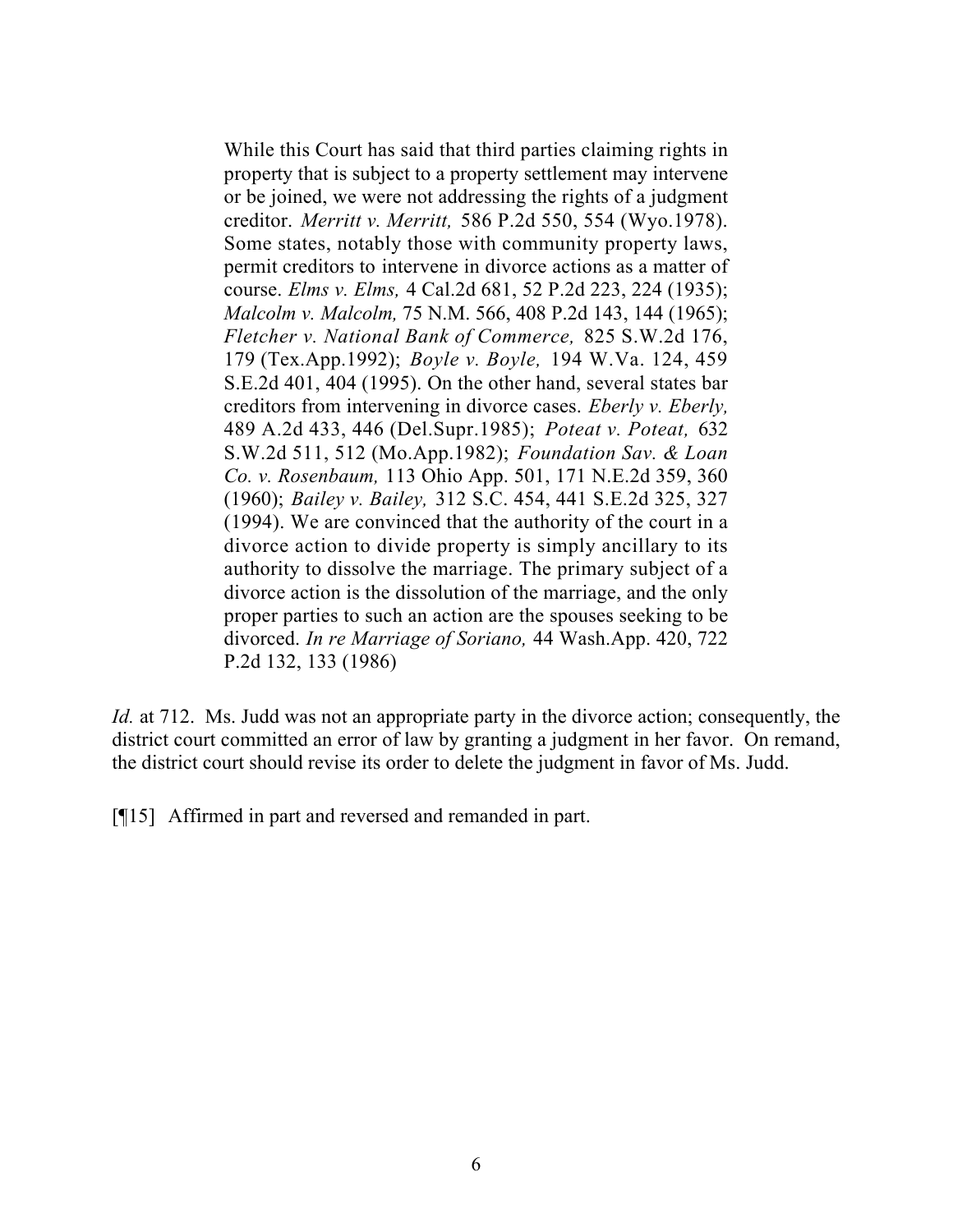> While this Court has said that third parties claiming rights in property that is subject to a property settlement may intervene or be joined, we were not addressing the rights of a judgment creditor. *Merritt v. Merritt,* 586 P.2d 550, 554 (Wyo.1978). Some states, notably those with community property laws, permit creditors to intervene in divorce actions as a matter of course. *Elms v. Elms,* 4 Cal.2d 681, 52 P.2d 223, 224 (1935); *Malcolm v. Malcolm,* 75 N.M. 566, 408 P.2d 143, 144 (1965); *Fletcher v. National Bank of Commerce,* 825 S.W.2d 176, 179 (Tex.App.1992); *Boyle v. Boyle,* 194 W.Va. 124, 459 S.E.2d 401, 404 (1995). On the other hand, several states bar creditors from intervening in divorce cases. *Eberly v. Eberly,* 489 A.2d 433, 446 (Del.Supr.1985); *Poteat v. Poteat,* 632 S.W.2d 511, 512 (Mo.App.1982); *Foundation Sav. & Loan Co. v. Rosenbaum,* 113 Ohio App. 501, 171 N.E.2d 359, 360 (1960); *Bailey v. Bailey,* 312 S.C. 454, 441 S.E.2d 325, 327 (1994). We are convinced that the authority of the court in a divorce action to divide property is simply ancillary to its authority to dissolve the marriage. The primary subject of a divorce action is the dissolution of the marriage, and the only proper parties to such an action are the spouses seeking to be divorced. *In re Marriage of Soriano,* 44 Wash.App. 420, 722 P.2d 132, 133 (1986)

*Id.* at 712. Ms. Judd was not an appropriate party in the divorce action; consequently, the district court committed an error of law by granting a judgment in her favor. On remand, the district court should revise its order to delete the judgment in favor of Ms. Judd.

[¶15] Affirmed in part and reversed and remanded in part.